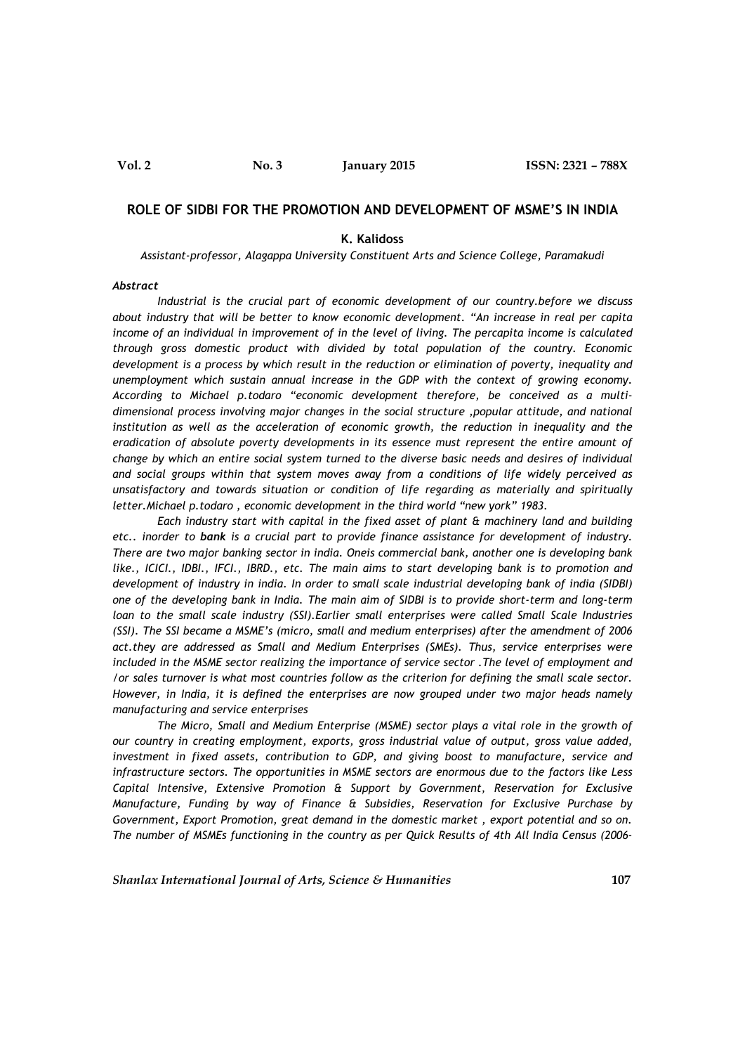## ROLE OF SIDBI FOR THE PROMOTION AND DEVELOPMENT OF MSME'S IN INDIA

**K. Kalidoss**

*Assistant-professor, Alagappa University Constituent Arts and Science College, Paramakudi*

***Abstract***

*Industrial is the crucial part of economic development of our country.before we discuss about industry that will be better to know economic development. "An increase in real per capita income of an individual in improvement of in the level of living. The percapita income is calculated through gross domestic product with divided by total population of the country. Economic development is a process by which result in the reduction or elimination of poverty, inequality and unemployment which sustain annual increase in the GDP with the context of growing economy. According to Michael p.todaro "economic development therefore, be conceived as a multi-dimensional process involving major changes in the social structure ,popular attitude, and national institution as well as the acceleration of economic growth, the reduction in inequality and the eradication of absolute poverty developments in its essence must represent the entire amount of change by which an entire social system turned to the diverse basic needs and desires of individual and social groups within that system moves away from a conditions of life widely perceived as unsatisfactory and towards situation or condition of life regarding as materially and spiritually letter.Michael p.todaro , economic development in the third world "new york" 1983.*

*Each industry start with capital in the fixed asset of plant & machinery land and building etc.. inorder to **bank** is a crucial part to provide finance assistance for development of industry. There are two major banking sector in india. Oneis commercial bank, another one is developing bank like., ICICI., IDBI., IFCI., IBRD., etc. The main aims to start developing bank is to promotion and development of industry in india. In order to small scale industrial developing bank of india (SIDBI) one of the developing bank in India. The main aim of SIDBI is to provide short-term and long-term loan to the small scale industry (SSI).Earlier small enterprises were called Small Scale Industries (SSI). The SSI became a MSME's (micro, small and medium enterprises) after the amendment of 2006 act.they are addressed as Small and Medium Enterprises (SMEs). Thus, service enterprises were included in the MSME sector realizing the importance of service sector .The level of employment and /or sales turnover is what most countries follow as the criterion for defining the small scale sector. However, in India, it is defined the enterprises are now grouped under two major heads namely manufacturing and service enterprises*

*The Micro, Small and Medium Enterprise (MSME) sector plays a vital role in the growth of our country in creating employment, exports, gross industrial value of output, gross value added, investment in fixed assets, contribution to GDP, and giving boost to manufacture, service and infrastructure sectors. The opportunities in MSME sectors are enormous due to the factors like Less Capital Intensive, Extensive Promotion & Support by Government, Reservation for Exclusive Manufacture, Funding by way of Finance & Subsidies, Reservation for Exclusive Purchase by Government, Export Promotion, great demand in the domestic market , export potential and so on. The number of MSMEs functioning in the country as per Quick Results of 4th All India Census (2006-*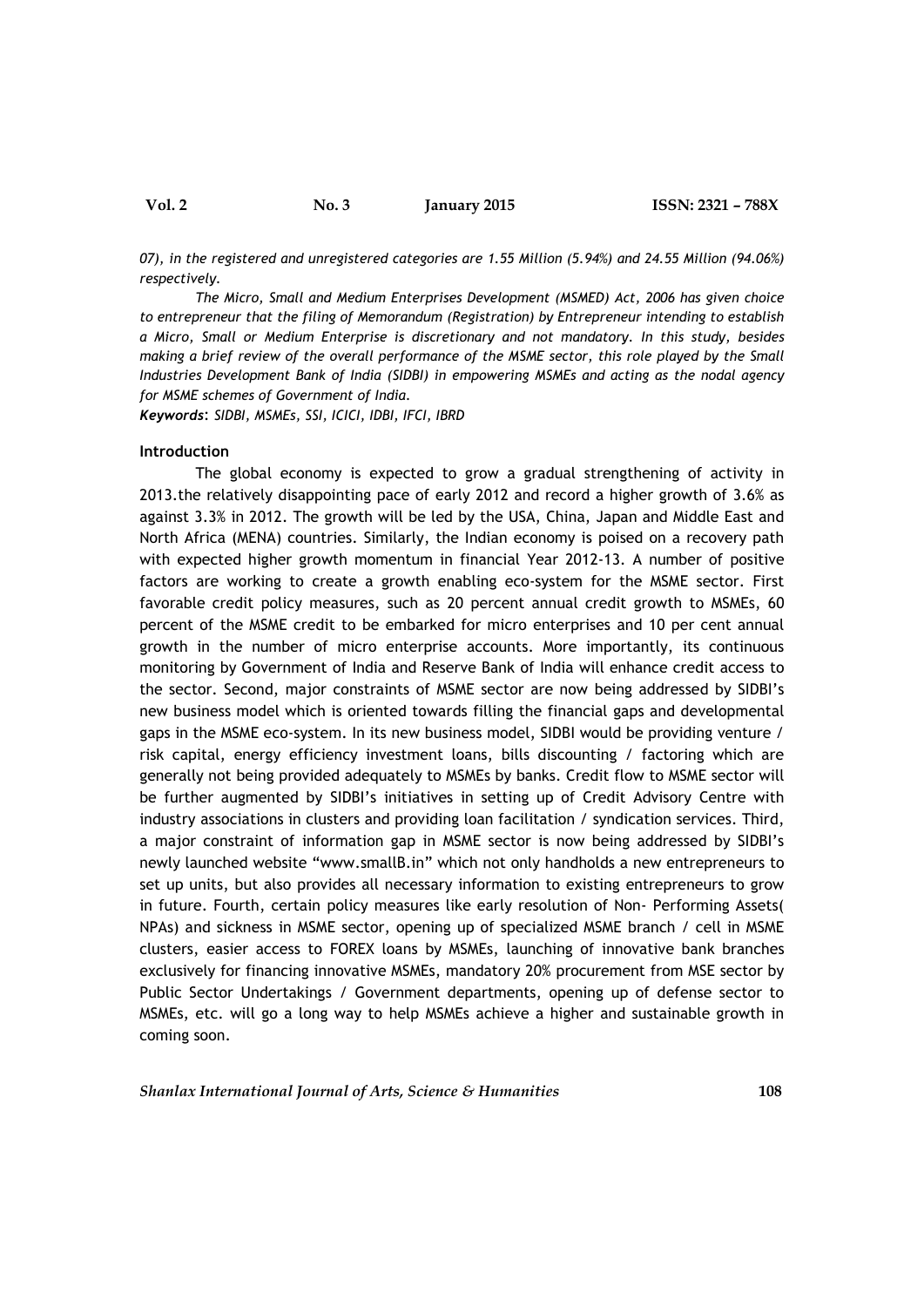*07), in the registered and unregistered categories are 1.55 Million (5.94%) and 24.55 Million (94.06%) respectively.*

*The Micro, Small and Medium Enterprises Development (MSMED) Act, 2006 has given choice to entrepreneur that the filing of Memorandum (Registration) by Entrepreneur intending to establish a Micro, Small or Medium Enterprise is discretionary and not mandatory. In this study, besides making a brief review of the overall performance of the MSME sector, this role played by the Small Industries Development Bank of India (SIDBI) in empowering MSMEs and acting as the nodal agency for MSME schemes of Government of India.*

***Keywords***: *SIDBI, MSMEs, SSI, ICICI, IDBI, IFCI, IBRD*

## Introduction

The global economy is expected to grow a gradual strengthening of activity in 2013.the relatively disappointing pace of early 2012 and record a higher growth of 3.6% as against 3.3% in 2012. The growth will be led by the USA, China, Japan and Middle East and North Africa (MENA) countries. Similarly, the Indian economy is poised on a recovery path with expected higher growth momentum in financial Year 2012-13. A number of positive factors are working to create a growth enabling eco-system for the MSME sector. First favorable credit policy measures, such as 20 percent annual credit growth to MSMEs, 60 percent of the MSME credit to be embarked for micro enterprises and 10 per cent annual growth in the number of micro enterprise accounts. More importantly, its continuous monitoring by Government of India and Reserve Bank of India will enhance credit access to the sector. Second, major constraints of MSME sector are now being addressed by SIDBI's new business model which is oriented towards filling the financial gaps and developmental gaps in the MSME eco-system. In its new business model, SIDBI would be providing venture / risk capital, energy efficiency investment loans, bills discounting / factoring which are generally not being provided adequately to MSMEs by banks. Credit flow to MSME sector will be further augmented by SIDBI's initiatives in setting up of Credit Advisory Centre with industry associations in clusters and providing loan facilitation / syndication services. Third, a major constraint of information gap in MSME sector is now being addressed by SIDBI's newly launched website "www.smallB.in" which not only handholds a new entrepreneurs to set up units, but also provides all necessary information to existing entrepreneurs to grow in future. Fourth, certain policy measures like early resolution of Non- Performing Assets( NPAs) and sickness in MSME sector, opening up of specialized MSME branch / cell in MSME clusters, easier access to FOREX loans by MSMEs, launching of innovative bank branches exclusively for financing innovative MSMEs, mandatory 20% procurement from MSE sector by Public Sector Undertakings / Government departments, opening up of defense sector to MSMEs, etc. will go a long way to help MSMEs achieve a higher and sustainable growth in coming soon.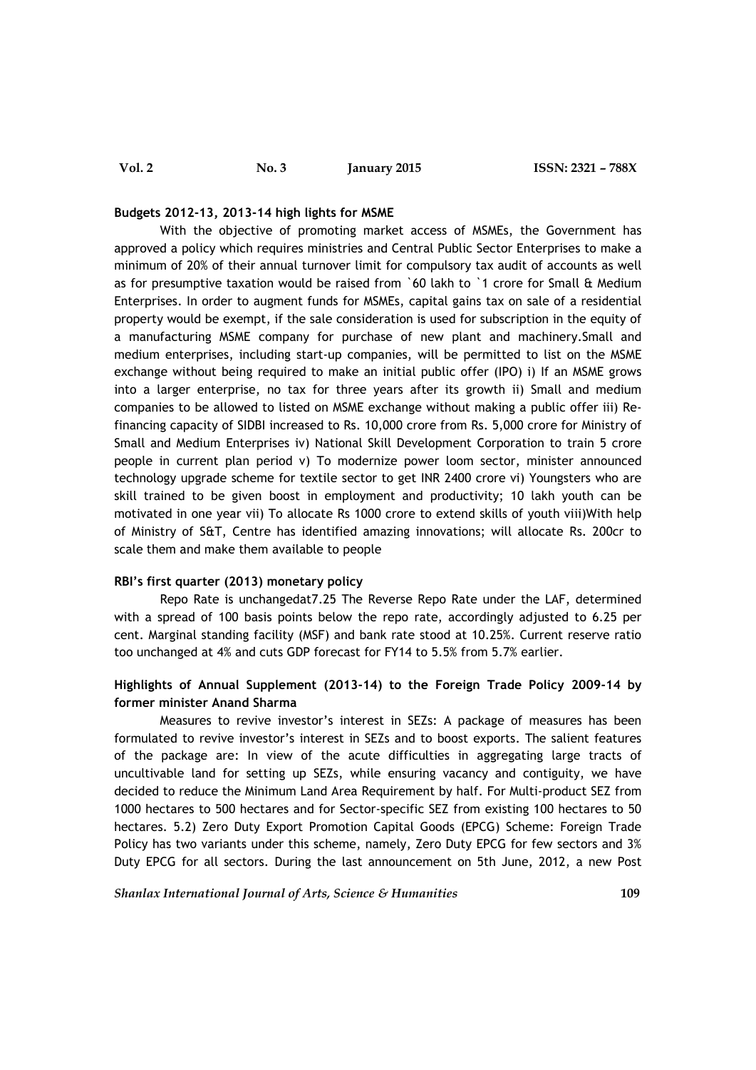**Budgets 2012-13, 2013-14 high lights for MSME**

With the objective of promoting market access of MSMEs, the Government has approved a policy which requires ministries and Central Public Sector Enterprises to make a minimum of 20% of their annual turnover limit for compulsory tax audit of accounts as well as for presumptive taxation would be raised from `60 lakh to `1 crore for Small & Medium Enterprises. In order to augment funds for MSMEs, capital gains tax on sale of a residential property would be exempt, if the sale consideration is used for subscription in the equity of a manufacturing MSME company for purchase of new plant and machinery.Small and medium enterprises, including start-up companies, will be permitted to list on the MSME exchange without being required to make an initial public offer (IPO) i) If an MSME grows into a larger enterprise, no tax for three years after its growth ii) Small and medium companies to be allowed to listed on MSME exchange without making a public offer iii) Re-financing capacity of SIDBI increased to Rs. 10,000 crore from Rs. 5,000 crore for Ministry of Small and Medium Enterprises iv) National Skill Development Corporation to train 5 crore people in current plan period v) To modernize power loom sector, minister announced technology upgrade scheme for textile sector to get INR 2400 crore vi) Youngsters who are skill trained to be given boost in employment and productivity; 10 lakh youth can be motivated in one year vii) To allocate Rs 1000 crore to extend skills of youth viii)With help of Ministry of S&T, Centre has identified amazing innovations; will allocate Rs. 200cr to scale them and make them available to people

**RBI's first quarter (2013) monetary policy**

Repo Rate is unchangedat7.25 The Reverse Repo Rate under the LAF, determined with a spread of 100 basis points below the repo rate, accordingly adjusted to 6.25 per cent. Marginal standing facility (MSF) and bank rate stood at 10.25%. Current reserve ratio too unchanged at 4% and cuts GDP forecast for FY14 to 5.5% from 5.7% earlier.

**Highlights of Annual Supplement (2013-14) to the Foreign Trade Policy 2009-14 by former minister Anand Sharma**

Measures to revive investor's interest in SEZs: A package of measures has been formulated to revive investor's interest in SEZs and to boost exports. The salient features of the package are: In view of the acute difficulties in aggregating large tracts of uncultivable land for setting up SEZs, while ensuring vacancy and contiguity, we have decided to reduce the Minimum Land Area Requirement by half. For Multi-product SEZ from 1000 hectares to 500 hectares and for Sector-specific SEZ from existing 100 hectares to 50 hectares. 5.2) Zero Duty Export Promotion Capital Goods (EPCG) Scheme: Foreign Trade Policy has two variants under this scheme, namely, Zero Duty EPCG for few sectors and 3% Duty EPCG for all sectors. During the last announcement on 5th June, 2012, a new Post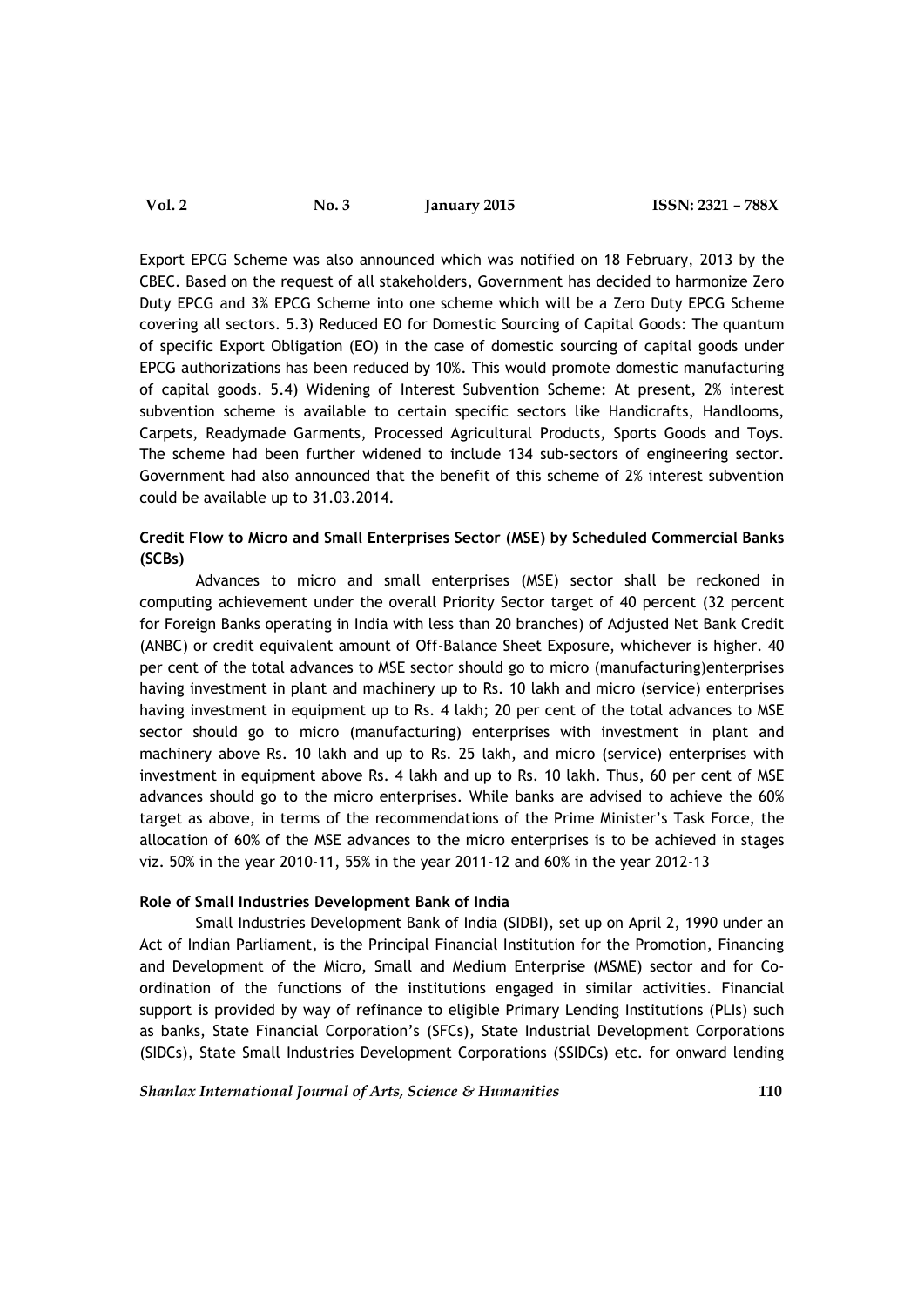Export EPCG Scheme was also announced which was notified on 18 February, 2013 by the CBEC. Based on the request of all stakeholders, Government has decided to harmonize Zero Duty EPCG and 3% EPCG Scheme into one scheme which will be a Zero Duty EPCG Scheme covering all sectors. 5.3) Reduced EO for Domestic Sourcing of Capital Goods: The quantum of specific Export Obligation (EO) in the case of domestic sourcing of capital goods under EPCG authorizations has been reduced by 10%. This would promote domestic manufacturing of capital goods. 5.4) Widening of Interest Subvention Scheme: At present, 2% interest subvention scheme is available to certain specific sectors like Handicrafts, Handlooms, Carpets, Readymade Garments, Processed Agricultural Products, Sports Goods and Toys. The scheme had been further widened to include 134 sub-sectors of engineering sector. Government had also announced that the benefit of this scheme of 2% interest subvention could be available up to 31.03.2014.

**Credit Flow to Micro and Small Enterprises Sector (MSE) by Scheduled Commercial Banks (SCBs)**

Advances to micro and small enterprises (MSE) sector shall be reckoned in computing achievement under the overall Priority Sector target of 40 percent (32 percent for Foreign Banks operating in India with less than 20 branches) of Adjusted Net Bank Credit (ANBC) or credit equivalent amount of Off-Balance Sheet Exposure, whichever is higher. 40 per cent of the total advances to MSE sector should go to micro (manufacturing)enterprises having investment in plant and machinery up to Rs. 10 lakh and micro (service) enterprises having investment in equipment up to Rs. 4 lakh; 20 per cent of the total advances to MSE sector should go to micro (manufacturing) enterprises with investment in plant and machinery above Rs. 10 lakh and up to Rs. 25 lakh, and micro (service) enterprises with investment in equipment above Rs. 4 lakh and up to Rs. 10 lakh. Thus, 60 per cent of MSE advances should go to the micro enterprises. While banks are advised to achieve the 60% target as above, in terms of the recommendations of the Prime Minister's Task Force, the allocation of 60% of the MSE advances to the micro enterprises is to be achieved in stages viz. 50% in the year 2010-11, 55% in the year 2011-12 and 60% in the year 2012-13

**Role of Small Industries Development Bank of India**

Small Industries Development Bank of India (SIDBI), set up on April 2, 1990 under an Act of Indian Parliament, is the Principal Financial Institution for the Promotion, Financing and Development of the Micro, Small and Medium Enterprise (MSME) sector and for Co-ordination of the functions of the institutions engaged in similar activities. Financial support is provided by way of refinance to eligible Primary Lending Institutions (PLIs) such as banks, State Financial Corporation's (SFCs), State Industrial Development Corporations (SIDCs), State Small Industries Development Corporations (SSIDCs) etc. for onward lending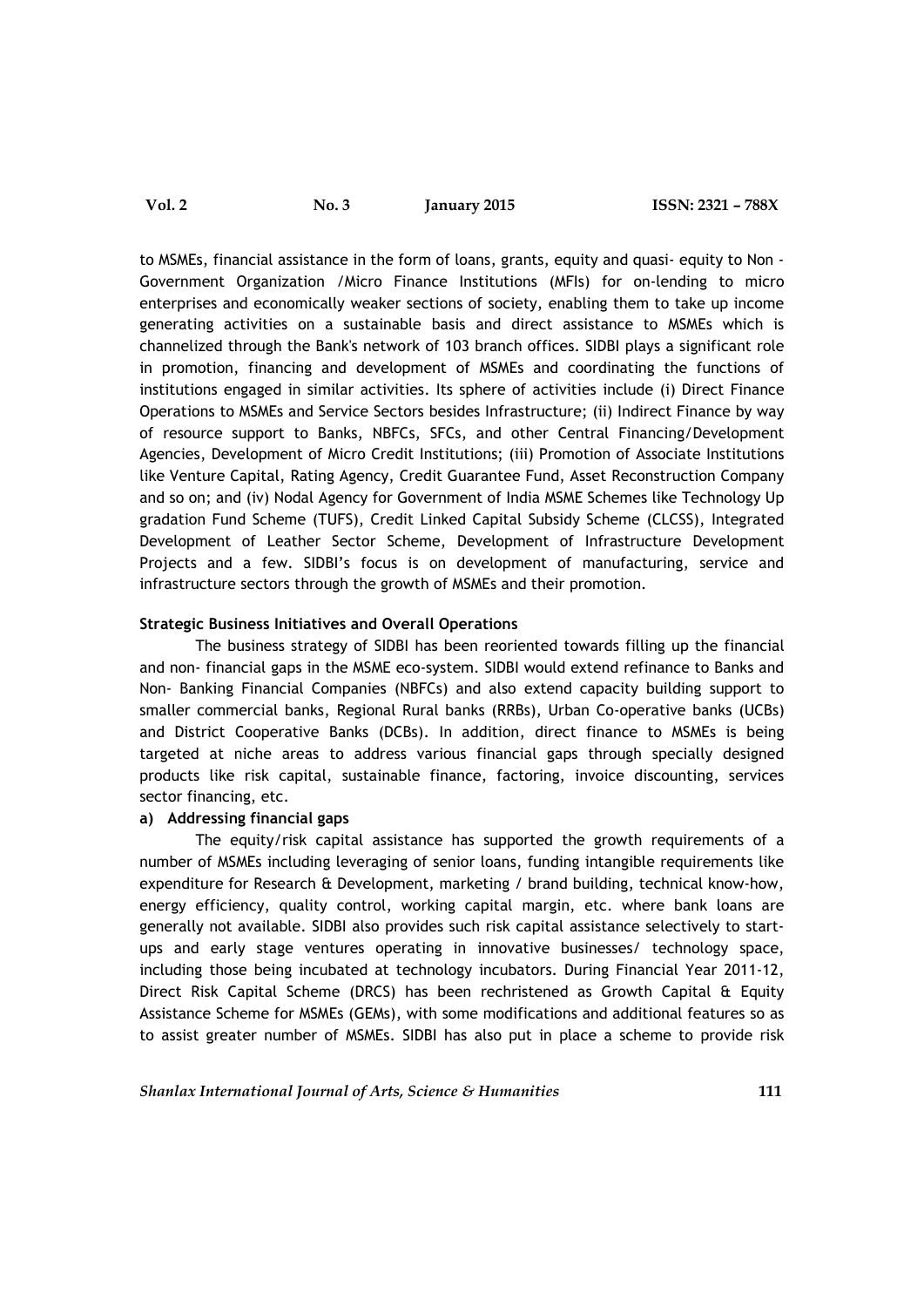to MSMEs, financial assistance in the form of loans, grants, equity and quasi- equity to Non - Government Organization /Micro Finance Institutions (MFIs) for on-lending to micro enterprises and economically weaker sections of society, enabling them to take up income generating activities on a sustainable basis and direct assistance to MSMEs which is channelized through the Bank's network of 103 branch offices. SIDBI plays a significant role in promotion, financing and development of MSMEs and coordinating the functions of institutions engaged in similar activities. Its sphere of activities include (i) Direct Finance Operations to MSMEs and Service Sectors besides Infrastructure; (ii) Indirect Finance by way of resource support to Banks, NBFCs, SFCs, and other Central Financing/Development Agencies, Development of Micro Credit Institutions; (iii) Promotion of Associate Institutions like Venture Capital, Rating Agency, Credit Guarantee Fund, Asset Reconstruction Company and so on; and (iv) Nodal Agency for Government of India MSME Schemes like Technology Up gradation Fund Scheme (TUFS), Credit Linked Capital Subsidy Scheme (CLCSS), Integrated Development of Leather Sector Scheme, Development of Infrastructure Development Projects and a few. SIDBI's focus is on development of manufacturing, service and infrastructure sectors through the growth of MSMEs and their promotion.

**Strategic Business Initiatives and Overall Operations**

The business strategy of SIDBI has been reoriented towards filling up the financial and non- financial gaps in the MSME eco-system. SIDBI would extend refinance to Banks and Non- Banking Financial Companies (NBFCs) and also extend capacity building support to smaller commercial banks, Regional Rural banks (RRBs), Urban Co-operative banks (UCBs) and District Cooperative Banks (DCBs). In addition, direct finance to MSMEs is being targeted at niche areas to address various financial gaps through specially designed products like risk capital, sustainable finance, factoring, invoice discounting, services sector financing, etc.

**a) Addressing financial gaps**

The equity/risk capital assistance has supported the growth requirements of a number of MSMEs including leveraging of senior loans, funding intangible requirements like expenditure for Research & Development, marketing / brand building, technical know-how, energy efficiency, quality control, working capital margin, etc. where bank loans are generally not available. SIDBI also provides such risk capital assistance selectively to start-ups and early stage ventures operating in innovative businesses/ technology space, including those being incubated at technology incubators. During Financial Year 2011-12, Direct Risk Capital Scheme (DRCS) has been rechristened as Growth Capital & Equity Assistance Scheme for MSMEs (GEMs), with some modifications and additional features so as to assist greater number of MSMEs. SIDBI has also put in place a scheme to provide risk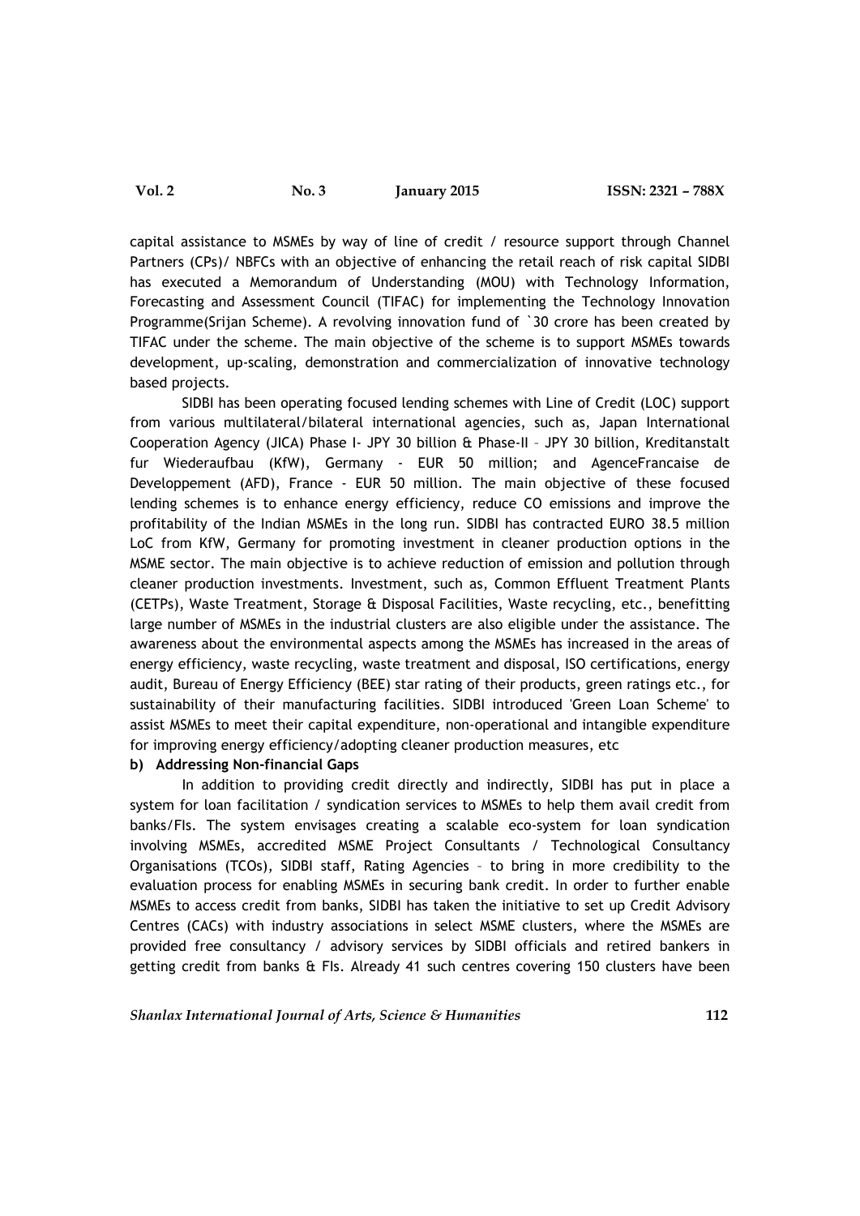capital assistance to MSMEs by way of line of credit / resource support through Channel Partners (CPs)/ NBFCs with an objective of enhancing the retail reach of risk capital SIDBI has executed a Memorandum of Understanding (MOU) with Technology Information, Forecasting and Assessment Council (TIFAC) for implementing the Technology Innovation Programme(Srijan Scheme). A revolving innovation fund of `30 crore has been created by TIFAC under the scheme. The main objective of the scheme is to support MSMEs towards development, up-scaling, demonstration and commercialization of innovative technology based projects.

SIDBI has been operating focused lending schemes with Line of Credit (LOC) support from various multilateral/bilateral international agencies, such as, Japan International Cooperation Agency (JICA) Phase I- JPY 30 billion & Phase-II – JPY 30 billion, Kreditanstalt fur Wiederaufbau (KfW), Germany - EUR 50 million; and AgenceFrancaise de Developpement (AFD), France - EUR 50 million. The main objective of these focused lending schemes is to enhance energy efficiency, reduce CO emissions and improve the profitability of the Indian MSMEs in the long run. SIDBI has contracted EURO 38.5 million LoC from KfW, Germany for promoting investment in cleaner production options in the MSME sector. The main objective is to achieve reduction of emission and pollution through cleaner production investments. Investment, such as, Common Effluent Treatment Plants (CETPs), Waste Treatment, Storage & Disposal Facilities, Waste recycling, etc., benefitting large number of MSMEs in the industrial clusters are also eligible under the assistance. The awareness about the environmental aspects among the MSMEs has increased in the areas of energy efficiency, waste recycling, waste treatment and disposal, ISO certifications, energy audit, Bureau of Energy Efficiency (BEE) star rating of their products, green ratings etc., for sustainability of their manufacturing facilities. SIDBI introduced 'Green Loan Scheme' to assist MSMEs to meet their capital expenditure, non-operational and intangible expenditure for improving energy efficiency/adopting cleaner production measures, etc

**b) Addressing Non-financial Gaps**

In addition to providing credit directly and indirectly, SIDBI has put in place a system for loan facilitation / syndication services to MSMEs to help them avail credit from banks/FIs. The system envisages creating a scalable eco-system for loan syndication involving MSMEs, accredited MSME Project Consultants / Technological Consultancy Organisations (TCOs), SIDBI staff, Rating Agencies – to bring in more credibility to the evaluation process for enabling MSMEs in securing bank credit. In order to further enable MSMEs to access credit from banks, SIDBI has taken the initiative to set up Credit Advisory Centres (CACs) with industry associations in select MSME clusters, where the MSMEs are provided free consultancy / advisory services by SIDBI officials and retired bankers in getting credit from banks & FIs. Already 41 such centres covering 150 clusters have been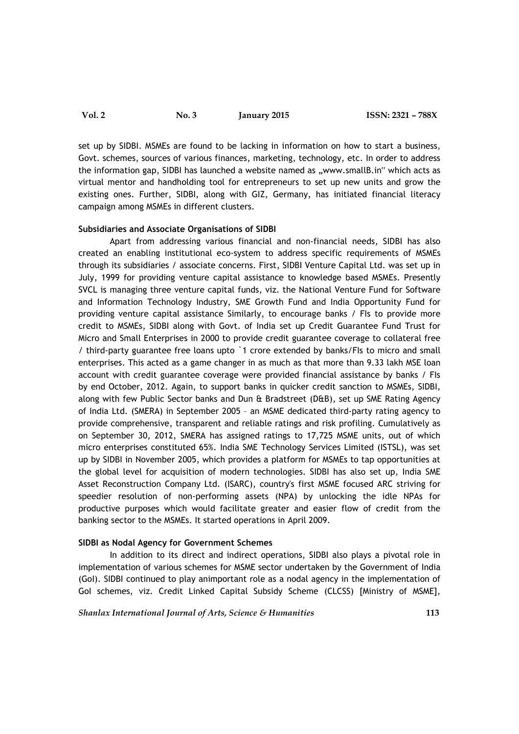set up by SIDBI. MSMEs are found to be lacking in information on how to start a business, Govt. schemes, sources of various finances, marketing, technology, etc. In order to address the information gap, SIDBI has launched a website named as „www.smallB.in" which acts as virtual mentor and handholding tool for entrepreneurs to set up new units and grow the existing ones. Further, SIDBI, along with GIZ, Germany, has initiated financial literacy campaign among MSMEs in different clusters.

**Subsidiaries and Associate Organisations of SIDBI**

Apart from addressing various financial and non-financial needs, SIDBI has also created an enabling institutional eco-system to address specific requirements of MSMEs through its subsidiaries / associate concerns. First, SIDBI Venture Capital Ltd. was set up in July, 1999 for providing venture capital assistance to knowledge based MSMEs. Presently SVCL is managing three venture capital funds, viz. the National Venture Fund for Software and Information Technology Industry, SME Growth Fund and India Opportunity Fund for providing venture capital assistance Similarly, to encourage banks / FIs to provide more credit to MSMEs, SIDBI along with Govt. of India set up Credit Guarantee Fund Trust for Micro and Small Enterprises in 2000 to provide credit guarantee coverage to collateral free / third-party guarantee free loans upto `1 crore extended by banks/FIs to micro and small enterprises. This acted as a game changer in as much as that more than 9.33 lakh MSE loan account with credit guarantee coverage were provided financial assistance by banks / FIs by end October, 2012. Again, to support banks in quicker credit sanction to MSMEs, SIDBI, along with few Public Sector banks and Dun & Bradstreet (D&B), set up SME Rating Agency of India Ltd. (SMERA) in September 2005 – an MSME dedicated third-party rating agency to provide comprehensive, transparent and reliable ratings and risk profiling. Cumulatively as on September 30, 2012, SMERA has assigned ratings to 17,725 MSME units, out of which micro enterprises constituted 65%. India SME Technology Services Limited (ISTSL), was set up by SIDBI in November 2005, which provides a platform for MSMEs to tap opportunities at the global level for acquisition of modern technologies. SIDBI has also set up, India SME Asset Reconstruction Company Ltd. (ISARC), country's first MSME focused ARC striving for speedier resolution of non-performing assets (NPA) by unlocking the idle NPAs for productive purposes which would facilitate greater and easier flow of credit from the banking sector to the MSMEs. It started operations in April 2009.

**SIDBI as Nodal Agency for Government Schemes**

In addition to its direct and indirect operations, SIDBI also plays a pivotal role in implementation of various schemes for MSME sector undertaken by the Government of India (GoI). SIDBI continued to play animportant role as a nodal agency in the implementation of GoI schemes, viz. Credit Linked Capital Subsidy Scheme (CLCSS) [Ministry of MSME],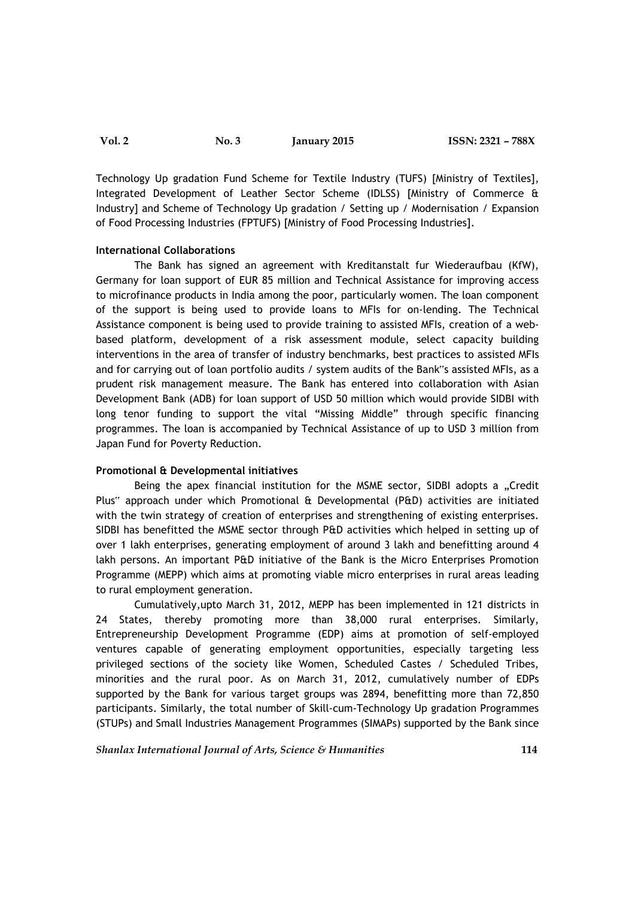Technology Up gradation Fund Scheme for Textile Industry (TUFS) [Ministry of Textiles], Integrated Development of Leather Sector Scheme (IDLSS) [Ministry of Commerce & Industry] and Scheme of Technology Up gradation / Setting up / Modernisation / Expansion of Food Processing Industries (FPTUFS) [Ministry of Food Processing Industries].

**International Collaborations**

The Bank has signed an agreement with Kreditanstalt fur Wiederaufbau (KfW), Germany for loan support of EUR 85 million and Technical Assistance for improving access to microfinance products in India among the poor, particularly women. The loan component of the support is being used to provide loans to MFIs for on-lending. The Technical Assistance component is being used to provide training to assisted MFIs, creation of a web-based platform, development of a risk assessment module, select capacity building interventions in the area of transfer of industry benchmarks, best practices to assisted MFIs and for carrying out of loan portfolio audits / system audits of the Bank"s assisted MFIs, as a prudent risk management measure. The Bank has entered into collaboration with Asian Development Bank (ADB) for loan support of USD 50 million which would provide SIDBI with long tenor funding to support the vital "Missing Middle" through specific financing programmes. The loan is accompanied by Technical Assistance of up to USD 3 million from Japan Fund for Poverty Reduction.

**Promotional & Developmental initiatives**

Being the apex financial institution for the MSME sector, SIDBI adopts a „Credit Plus" approach under which Promotional & Developmental (P&D) activities are initiated with the twin strategy of creation of enterprises and strengthening of existing enterprises. SIDBI has benefitted the MSME sector through P&D activities which helped in setting up of over 1 lakh enterprises, generating employment of around 3 lakh and benefitting around 4 lakh persons. An important P&D initiative of the Bank is the Micro Enterprises Promotion Programme (MEPP) which aims at promoting viable micro enterprises in rural areas leading to rural employment generation.

Cumulatively,upto March 31, 2012, MEPP has been implemented in 121 districts in 24 States, thereby promoting more than 38,000 rural enterprises. Similarly, Entrepreneurship Development Programme (EDP) aims at promotion of self-employed ventures capable of generating employment opportunities, especially targeting less privileged sections of the society like Women, Scheduled Castes / Scheduled Tribes, minorities and the rural poor. As on March 31, 2012, cumulatively number of EDPs supported by the Bank for various target groups was 2894, benefitting more than 72,850 participants. Similarly, the total number of Skill-cum-Technology Up gradation Programmes (STUPs) and Small Industries Management Programmes (SIMAPs) supported by the Bank since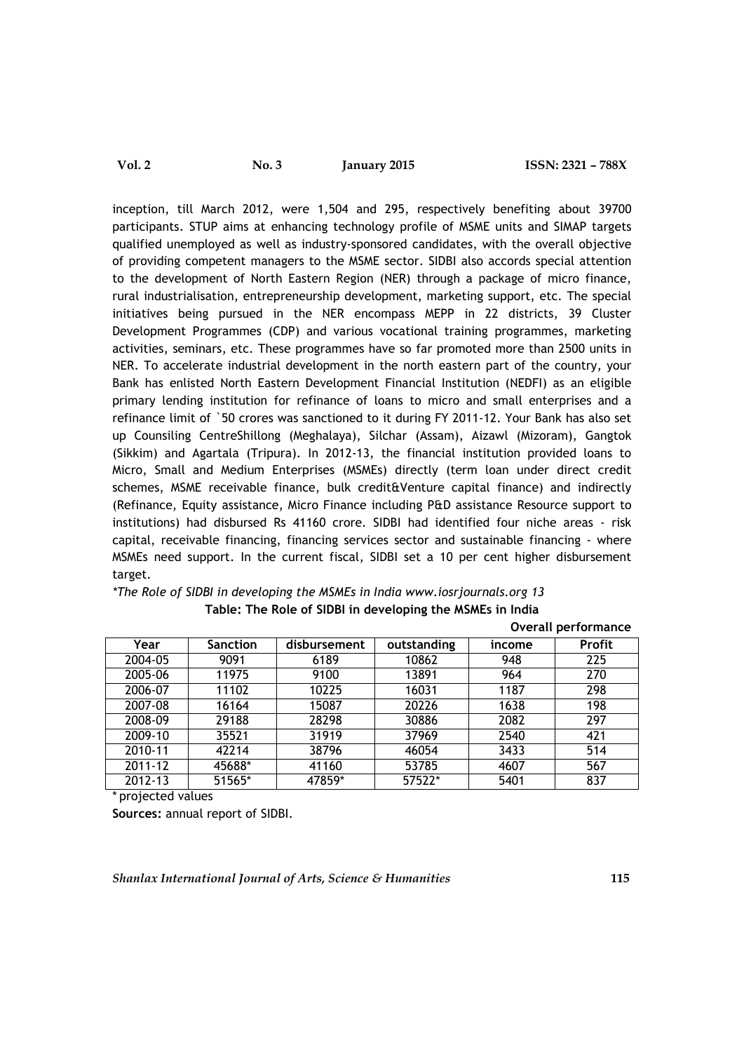inception, till March 2012, were 1,504 and 295, respectively benefiting about 39700 participants. STUP aims at enhancing technology profile of MSME units and SIMAP targets qualified unemployed as well as industry-sponsored candidates, with the overall objective of providing competent managers to the MSME sector. SIDBI also accords special attention to the development of North Eastern Region (NER) through a package of micro finance, rural industrialisation, entrepreneurship development, marketing support, etc. The special initiatives being pursued in the NER encompass MEPP in 22 districts, 39 Cluster Development Programmes (CDP) and various vocational training programmes, marketing activities, seminars, etc. These programmes have so far promoted more than 2500 units in NER. To accelerate industrial development in the north eastern part of the country, your Bank has enlisted North Eastern Development Financial Institution (NEDFI) as an eligible primary lending institution for refinance of loans to micro and small enterprises and a refinance limit of `50 crores was sanctioned to it during FY 2011-12. Your Bank has also set up Counsiling CentreShillong (Meghalaya), Silchar (Assam), Aizawl (Mizoram), Gangtok (Sikkim) and Agartala (Tripura). In 2012-13, the financial institution provided loans to Micro, Small and Medium Enterprises (MSMEs) directly (term loan under direct credit schemes, MSME receivable finance, bulk credit&Venture capital finance) and indirectly (Refinance, Equity assistance, Micro Finance including P&D assistance Resource support to institutions) had disbursed Rs 41160 crore. SIDBI had identified four niche areas - risk capital, receivable financing, financing services sector and sustainable financing - where MSMEs need support. In the current fiscal, SIDBI set a 10 per cent higher disbursement target.

*\*The Role of SIDBI in developing the MSMEs in India www.iosrjournals.org 13*

**Table: The Role of SIDBI in developing the MSMEs in India**

**Overall performance**

| Year | Sanction | disbursement | outstanding | income | Profit |
|---|---|---|---|---|---|
| 2004-05 | 9091 | 6189 | 10862 | 948 | 225 |
| 2005-06 | 11975 | 9100 | 13891 | 964 | 270 |
| 2006-07 | 11102 | 10225 | 16031 | 1187 | 298 |
| 2007-08 | 16164 | 15087 | 20226 | 1638 | 198 |
| 2008-09 | 29188 | 28298 | 30886 | 2082 | 297 |
| 2009-10 | 35521 | 31919 | 37969 | 2540 | 421 |
| 2010-11 | 42214 | 38796 | 46054 | 3433 | 514 |
| 2011-12 | 45688* | 41160 | 53785 | 4607 | 567 |
| 2012-13 | 51565* | 47859* | 57522* | 5401 | 837 |

\* projected values

**Sources:** annual report of SIDBI.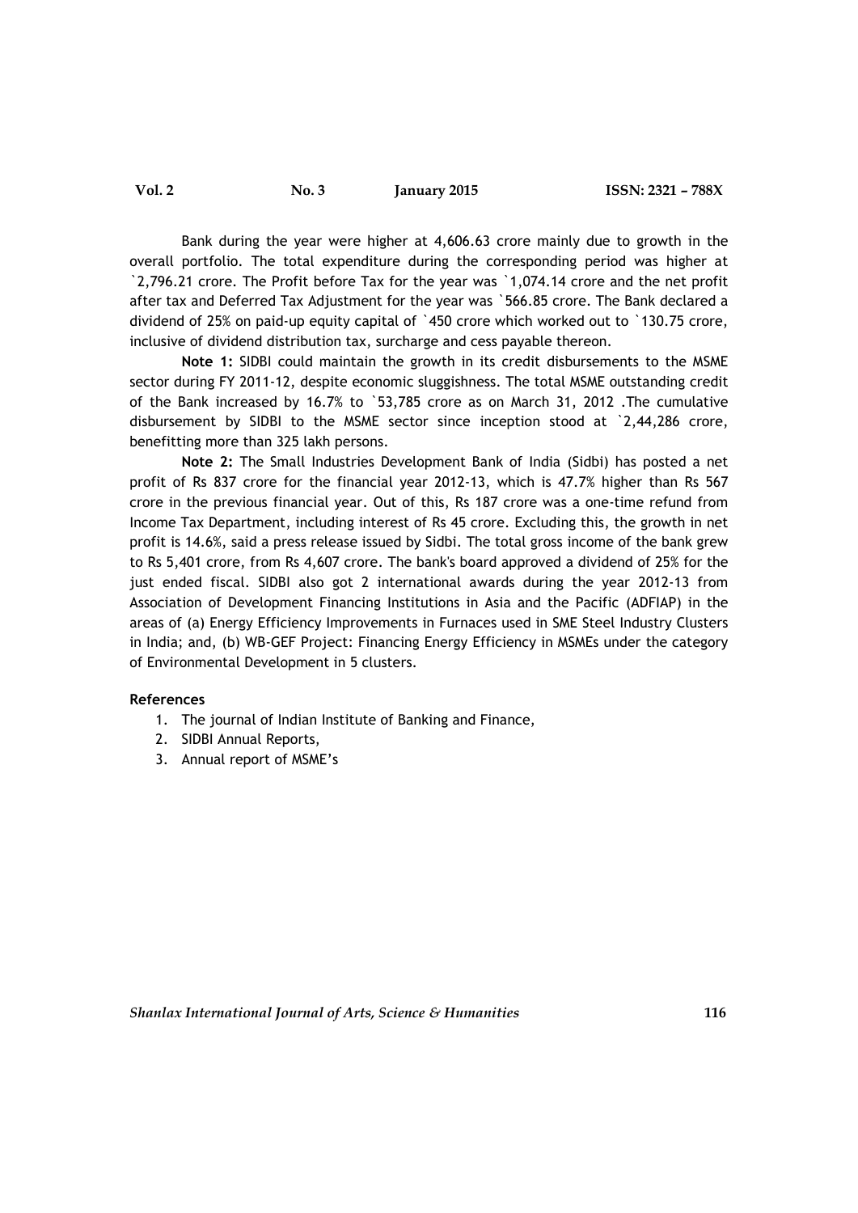Bank during the year were higher at 4,606.63 crore mainly due to growth in the overall portfolio. The total expenditure during the corresponding period was higher at `2,796.21 crore. The Profit before Tax for the year was `1,074.14 crore and the net profit after tax and Deferred Tax Adjustment for the year was `566.85 crore. The Bank declared a dividend of 25% on paid-up equity capital of `450 crore which worked out to `130.75 crore, inclusive of dividend distribution tax, surcharge and cess payable thereon.

**Note 1:** SIDBI could maintain the growth in its credit disbursements to the MSME sector during FY 2011-12, despite economic sluggishness. The total MSME outstanding credit of the Bank increased by 16.7% to `53,785 crore as on March 31, 2012 .The cumulative disbursement by SIDBI to the MSME sector since inception stood at `2,44,286 crore, benefitting more than 325 lakh persons.

**Note 2:** The Small Industries Development Bank of India (Sidbi) has posted a net profit of Rs 837 crore for the financial year 2012-13, which is 47.7% higher than Rs 567 crore in the previous financial year. Out of this, Rs 187 crore was a one-time refund from Income Tax Department, including interest of Rs 45 crore. Excluding this, the growth in net profit is 14.6%, said a press release issued by Sidbi. The total gross income of the bank grew to Rs 5,401 crore, from Rs 4,607 crore. The bank's board approved a dividend of 25% for the just ended fiscal. SIDBI also got 2 international awards during the year 2012-13 from Association of Development Financing Institutions in Asia and the Pacific (ADFIAP) in the areas of (a) Energy Efficiency Improvements in Furnaces used in SME Steel Industry Clusters in India; and, (b) WB-GEF Project: Financing Energy Efficiency in MSMEs under the category of Environmental Development in 5 clusters.

**References**

1. The journal of Indian Institute of Banking and Finance,
2. SIDBI Annual Reports,
3. Annual report of MSME's